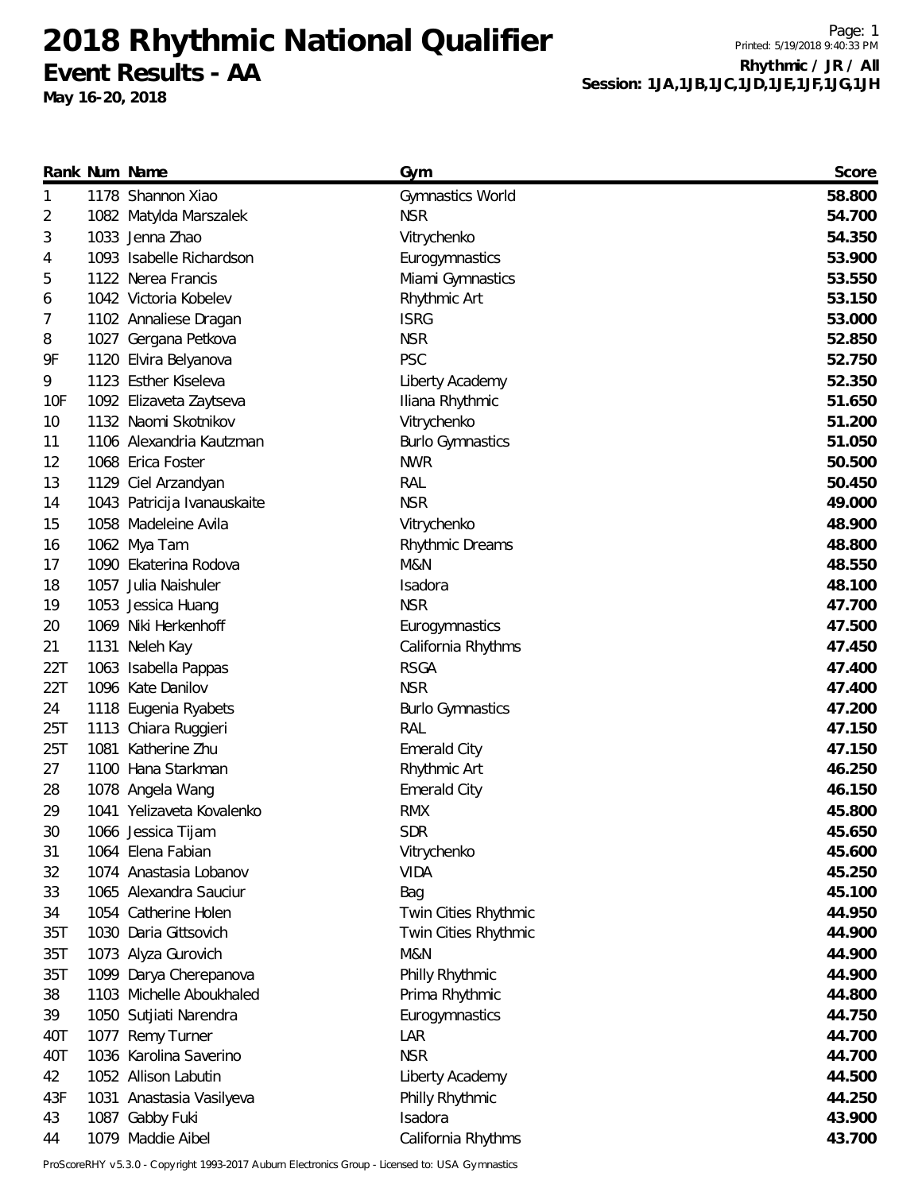# 2018 Rhythmic National Qualifier

## Event Results - AA

**May 16-20, 2018**

Printed: 5/19/2018 9:40:33 PM

**Rhythmic / JR / All**
**Session: 1JA,1JB,1JC,1JD,1JE,1JF,1JG,1JH**

| Rank | Num | Name | Gym | Score |
|---|---|---|---|---|
| 1 | 1178 | Shannon Xiao | Gymnastics World | **58.800** |
| 2 | 1082 | Matylda Marszalek | NSR | **54.700** |
| 3 | 1033 | Jenna Zhao | Vitrychenko | **54.350** |
| 4 | 1093 | Isabelle Richardson | Eurogymnastics | **53.900** |
| 5 | 1122 | Nerea Francis | Miami Gymnastics | **53.550** |
| 6 | 1042 | Victoria Kobelev | Rhythmic Art | **53.150** |
| 7 | 1102 | Annaliese Dragan | ISRG | **53.000** |
| 8 | 1027 | Gergana Petkova | NSR | **52.850** |
| 9F | 1120 | Elvira Belyanova | PSC | **52.750** |
| 9 | 1123 | Esther Kiseleva | Liberty Academy | **52.350** |
| 10F | 1092 | Elizaveta Zaytseva | Iliana Rhythmic | **51.650** |
| 10 | 1132 | Naomi Skotnikov | Vitrychenko | **51.200** |
| 11 | 1106 | Alexandria Kautzman | Burlo Gymnastics | **51.050** |
| 12 | 1068 | Erica Foster | NWR | **50.500** |
| 13 | 1129 | Ciel Arzandyan | RAL | **50.450** |
| 14 | 1043 | Patricija Ivanauskaite | NSR | **49.000** |
| 15 | 1058 | Madeleine Avila | Vitrychenko | **48.900** |
| 16 | 1062 | Mya Tam | Rhythmic Dreams | **48.800** |
| 17 | 1090 | Ekaterina Rodova | M&N | **48.550** |
| 18 | 1057 | Julia Naishuler | Isadora | **48.100** |
| 19 | 1053 | Jessica Huang | NSR | **47.700** |
| 20 | 1069 | Niki Herkenhoff | Eurogymnastics | **47.500** |
| 21 | 1131 | Neleh Kay | California Rhythms | **47.450** |
| 22T | 1063 | Isabella Pappas | RSGA | **47.400** |
| 22T | 1096 | Kate Danilov | NSR | **47.400** |
| 24 | 1118 | Eugenia Ryabets | Burlo Gymnastics | **47.200** |
| 25T | 1113 | Chiara Ruggieri | RAL | **47.150** |
| 25T | 1081 | Katherine Zhu | Emerald City | **47.150** |
| 27 | 1100 | Hana Starkman | Rhythmic Art | **46.250** |
| 28 | 1078 | Angela Wang | Emerald City | **46.150** |
| 29 | 1041 | Yelizaveta Kovalenko | RMX | **45.800** |
| 30 | 1066 | Jessica Tijam | SDR | **45.650** |
| 31 | 1064 | Elena Fabian | Vitrychenko | **45.600** |
| 32 | 1074 | Anastasia Lobanov | VIDA | **45.250** |
| 33 | 1065 | Alexandra Sauciur | Bag | **45.100** |
| 34 | 1054 | Catherine Holen | Twin Cities Rhythmic | **44.950** |
| 35T | 1030 | Daria Gittsovich | Twin Cities Rhythmic | **44.900** |
| 35T | 1073 | Alyza Gurovich | M&N | **44.900** |
| 35T | 1099 | Darya Cherepanova | Philly Rhythmic | **44.900** |
| 38 | 1103 | Michelle Aboukhaled | Prima Rhythmic | **44.800** |
| 39 | 1050 | Sutjiati Narendra | Eurogymnastics | **44.750** |
| 40T | 1077 | Remy Turner | LAR | **44.700** |
| 40T | 1036 | Karolina Saverino | NSR | **44.700** |
| 42 | 1052 | Allison Labutin | Liberty Academy | **44.500** |
| 43F | 1031 | Anastasia Vasilyeva | Philly Rhythmic | **44.250** |
| 43 | 1087 | Gabby Fuki | Isadora | **43.900** |
| 44 | 1079 | Maddie Aibel | California Rhythms | **43.700** |

ProScoreRHY v5.3.0 - Copyright 1993-2017 Auburn Electronics Group - Licensed to: USA Gymnastics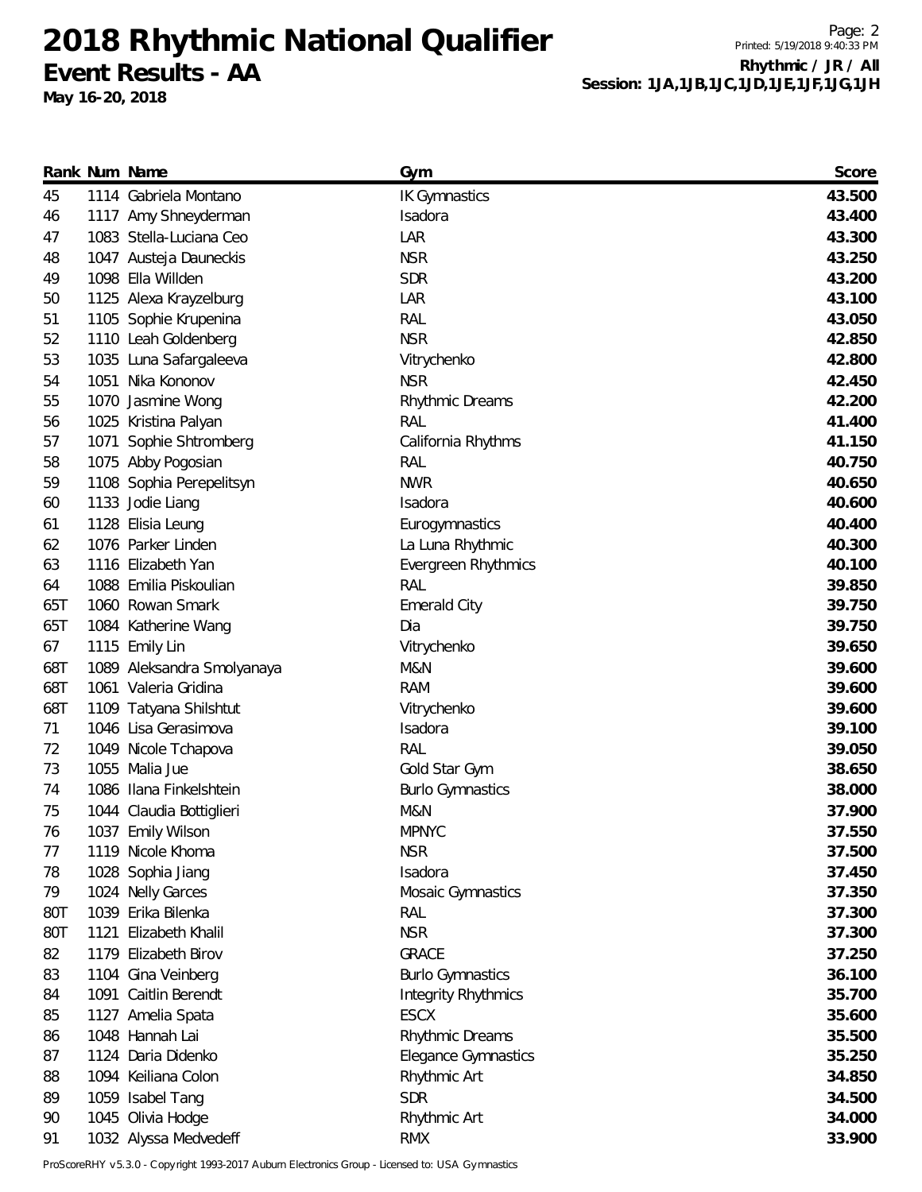# 2018 Rhythmic National Qualifier

**Event Results - AA**

**May 16-20, 2018**

**Rhythmic / JR / All**
**Session: 1JA,1JB,1JC,1JD,1JE,1JF,1JG,1JH**

| Rank | Num | Name | Gym | Score |
|---|---|---|---|---|
| 45 | 1114 | Gabriela Montano | IK Gymnastics | **43.500** |
| 46 | 1117 | Amy Shneyderman | Isadora | **43.400** |
| 47 | 1083 | Stella-Luciana Ceo | LAR | **43.300** |
| 48 | 1047 | Austeja Dauneckis | NSR | **43.250** |
| 49 | 1098 | Ella Willden | SDR | **43.200** |
| 50 | 1125 | Alexa Krayzelburg | LAR | **43.100** |
| 51 | 1105 | Sophie Krupenina | RAL | **43.050** |
| 52 | 1110 | Leah Goldenberg | NSR | **42.850** |
| 53 | 1035 | Luna Safargaleeva | Vitrychenko | **42.800** |
| 54 | 1051 | Nika Kononov | NSR | **42.450** |
| 55 | 1070 | Jasmine Wong | Rhythmic Dreams | **42.200** |
| 56 | 1025 | Kristina Palyan | RAL | **41.400** |
| 57 | 1071 | Sophie Shtromberg | California Rhythms | **41.150** |
| 58 | 1075 | Abby Pogosian | RAL | **40.750** |
| 59 | 1108 | Sophia Perepelitsyn | NWR | **40.650** |
| 60 | 1133 | Jodie Liang | Isadora | **40.600** |
| 61 | 1128 | Elisia Leung | Eurogymnastics | **40.400** |
| 62 | 1076 | Parker Linden | La Luna Rhythmic | **40.300** |
| 63 | 1116 | Elizabeth Yan | Evergreen Rhythmics | **40.100** |
| 64 | 1088 | Emilia Piskoulian | RAL | **39.850** |
| 65T | 1060 | Rowan Smark | Emerald City | **39.750** |
| 65T | 1084 | Katherine Wang | Dia | **39.750** |
| 67 | 1115 | Emily Lin | Vitrychenko | **39.650** |
| 68T | 1089 | Aleksandra Smolyanaya | M&N | **39.600** |
| 68T | 1061 | Valeria Gridina | RAM | **39.600** |
| 68T | 1109 | Tatyana Shilshtut | Vitrychenko | **39.600** |
| 71 | 1046 | Lisa Gerasimova | Isadora | **39.100** |
| 72 | 1049 | Nicole Tchapova | RAL | **39.050** |
| 73 | 1055 | Malia Jue | Gold Star Gym | **38.650** |
| 74 | 1086 | Ilana Finkelshtein | Burlo Gymnastics | **38.000** |
| 75 | 1044 | Claudia Bottiglieri | M&N | **37.900** |
| 76 | 1037 | Emily Wilson | MPNYC | **37.550** |
| 77 | 1119 | Nicole Khoma | NSR | **37.500** |
| 78 | 1028 | Sophia Jiang | Isadora | **37.450** |
| 79 | 1024 | Nelly Garces | Mosaic Gymnastics | **37.350** |
| 80T | 1039 | Erika Bilenka | RAL | **37.300** |
| 80T | 1121 | Elizabeth Khalil | NSR | **37.300** |
| 82 | 1179 | Elizabeth Birov | GRACE | **37.250** |
| 83 | 1104 | Gina Veinberg | Burlo Gymnastics | **36.100** |
| 84 | 1091 | Caitlin Berendt | Integrity Rhythmics | **35.700** |
| 85 | 1127 | Amelia Spata | ESCX | **35.600** |
| 86 | 1048 | Hannah Lai | Rhythmic Dreams | **35.500** |
| 87 | 1124 | Daria Didenko | Elegance Gymnastics | **35.250** |
| 88 | 1094 | Keiliana Colon | Rhythmic Art | **34.850** |
| 89 | 1059 | Isabel Tang | SDR | **34.500** |
| 90 | 1045 | Olivia Hodge | Rhythmic Art | **34.000** |
| 91 | 1032 | Alyssa Medvedeff | RMX | **33.900** |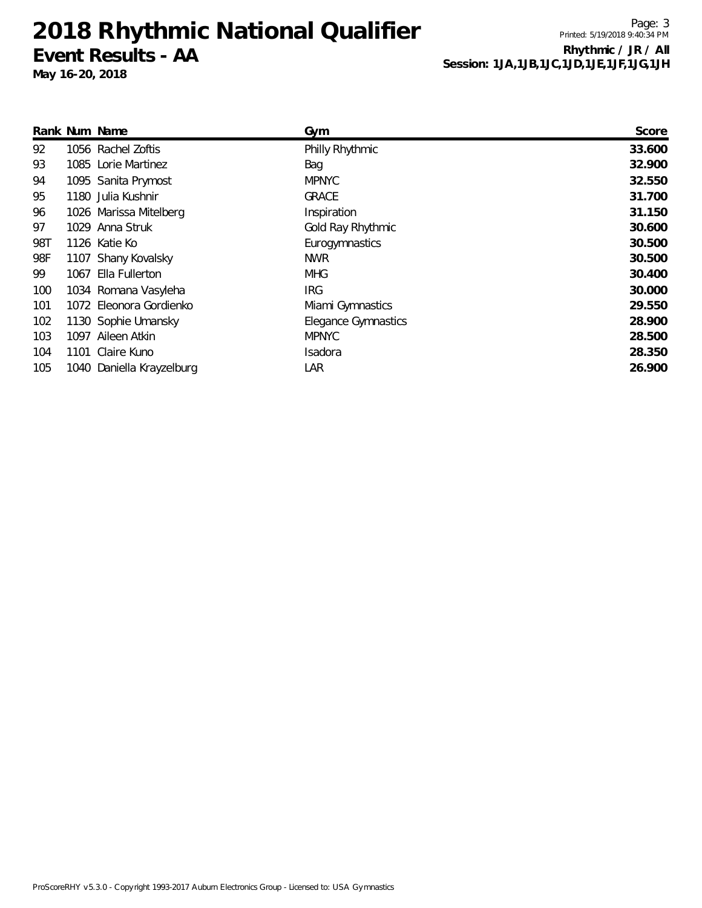# 2018 Rhythmic National Qualifier

## Event Results - AA

**May 16-20, 2018**

**Rhythmic / JR / All**
**Session: 1JA,1JB,1JC,1JD,1JE,1JF,1JG,1JH**

| Rank | Num | Name | Gym | Score |
|---|---|---|---|---|
| 92 | 1056 | Rachel Zoftis | Philly Rhythmic | **33.600** |
| 93 | 1085 | Lorie Martinez | Bag | **32.900** |
| 94 | 1095 | Sanita Prymost | MPNYC | **32.550** |
| 95 | 1180 | Julia Kushnir | GRACE | **31.700** |
| 96 | 1026 | Marissa Mitelberg | Inspiration | **31.150** |
| 97 | 1029 | Anna Struk | Gold Ray Rhythmic | **30.600** |
| 98T | 1126 | Katie Ko | Eurogymnastics | **30.500** |
| 98F | 1107 | Shany Kovalsky | NWR | **30.500** |
| 99 | 1067 | Ella Fullerton | MHG | **30.400** |
| 100 | 1034 | Romana Vasyleha | IRG | **30.000** |
| 101 | 1072 | Eleonora Gordienko | Miami Gymnastics | **29.550** |
| 102 | 1130 | Sophie Umansky | Elegance Gymnastics | **28.900** |
| 103 | 1097 | Aileen Atkin | MPNYC | **28.500** |
| 104 | 1101 | Claire Kuno | Isadora | **28.350** |
| 105 | 1040 | Daniella Krayzelburg | LAR | **26.900** |